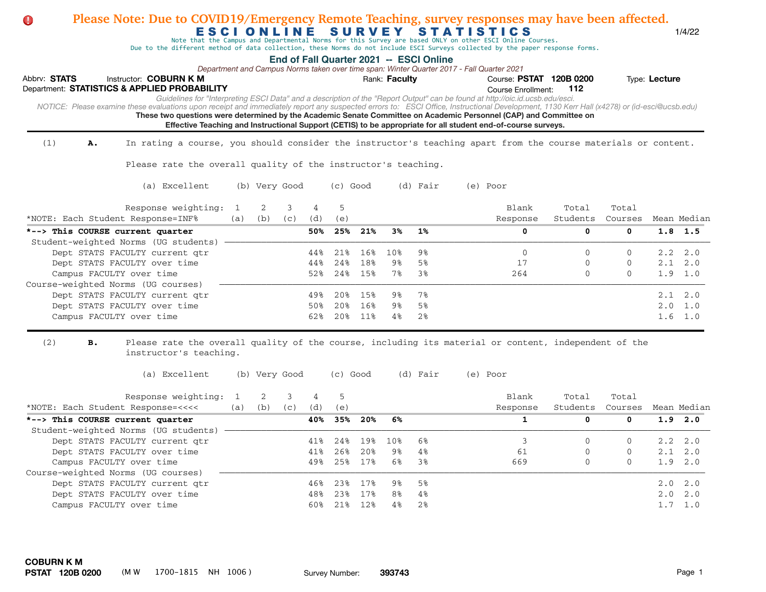**Please Note: Due to COVID19/Emergency Remote Teaching, survey responses may have been affected.**

# ESCI ONLINE SURVEY STATISTICS

1/4/22

Note that the Campus and Departmental Norms for this Survey are based ONLY on other ESCI Online Courses.
Due to the different method of data collection, these Norms do not include ESCI Surveys collected by the paper response forms.

## End of Fall Quarter 2021 -- ESCI Online

*Department and Campus Norms taken over time span: Winter Quarter 2017 - Fall Quarter 2021*

Abbrv: **STATS** Instructor: **COBURN K M** Rank: **Faculty** Course: **PSTAT 120B 0200** Type: **Lecture**
Department: **STATISTICS & APPLIED PROBABILITY** Course Enrollment: **112**

*Guidelines for "Interpreting ESCI Data" and a description of the "Report Output" can be found at http://oic.id.ucsb.edu/esci.*
*NOTICE: Please examine these evaluations upon receipt and immediately report any suspected errors to: ESCI Office, Instructional Development, 1130 Kerr Hall (x4278) or (id-esci@ucsb.edu)*

**These two questions were determined by the Academic Senate Committee on Academic Personnel (CAP) and Committee on Effective Teaching and Instructional Support (CETIS) to be appropriate for all student end-of-course surveys.**

(1) **A.** In rating a course, you should consider the instructor's teaching apart from the course materials or content.

Please rate the overall quality of the instructor's teaching.

(a) Excellent (b) Very Good (c) Good (d) Fair (e) Poor

| Response weighting: | 1 (a) | 2 (b) | 3 (c) | 4 (d) | 5 (e) | Blank Response | Total Students | Total Courses | Mean | Median |
|---|---|---|---|---|---|---|---|---|---|---|
| *NOTE: Each Student Response=INF% | | | | | | | | | | |
| ***--> This COURSE current quarter** | **50%** | **25%** | **21%** | **3%** | **1%** | **0** | **0** | **0** | **1.8** | **1.5** |
| Student-weighted Norms (UG students) | | | | | | | | | | |
| Dept STATS FACULTY current qtr | 44% | 21% | 16% | 10% | 9% | 0 | 0 | 0 | 2.2 | 2.0 |
| Dept STATS FACULTY over time | 44% | 24% | 18% | 9% | 5% | 17 | 0 | 0 | 2.1 | 2.0 |
| Campus FACULTY over time | 52% | 24% | 15% | 7% | 3% | 264 | 0 | 0 | 1.9 | 1.0 |
| Course-weighted Norms (UG courses) | | | | | | | | | | |
| Dept STATS FACULTY current qtr | 49% | 20% | 15% | 9% | 7% | | | | 2.1 | 2.0 |
| Dept STATS FACULTY over time | 50% | 20% | 16% | 9% | 5% | | | | 2.0 | 1.0 |
| Campus FACULTY over time | 62% | 20% | 11% | 4% | 2% | | | | 1.6 | 1.0 |

(2) **B.** Please rate the overall quality of the course, including its material or content, independent of the instructor's teaching.

(a) Excellent (b) Very Good (c) Good (d) Fair (e) Poor

| Response weighting: | 1 (a) | 2 (b) | 3 (c) | 4 (d) | 5 (e) | Blank Response | Total Students | Total Courses | Mean | Median |
|---|---|---|---|---|---|---|---|---|---|---|
| *NOTE: Each Student Response=<<<< | | | | | | | | | | |
| ***--> This COURSE current quarter** | **40%** | **35%** | **20%** | **6%** | | **1** | **0** | **0** | **1.9** | **2.0** |
| Student-weighted Norms (UG students) | | | | | | | | | | |
| Dept STATS FACULTY current qtr | 41% | 24% | 19% | 10% | 6% | 3 | 0 | 0 | 2.2 | 2.0 |
| Dept STATS FACULTY over time | 41% | 26% | 20% | 9% | 4% | 61 | 0 | 0 | 2.1 | 2.0 |
| Campus FACULTY over time | 49% | 25% | 17% | 6% | 3% | 669 | 0 | 0 | 1.9 | 2.0 |
| Course-weighted Norms (UG courses) | | | | | | | | | | |
| Dept STATS FACULTY current qtr | 46% | 23% | 17% | 9% | 5% | | | | 2.0 | 2.0 |
| Dept STATS FACULTY over time | 48% | 23% | 17% | 8% | 4% | | | | 2.0 | 2.0 |
| Campus FACULTY over time | 60% | 21% | 12% | 4% | 2% | | | | 1.7 | 1.0 |

**COBURN K M**
**PSTAT 120B 0200** (M W 1700-1815 NH 1006 ) Survey Number: **393743**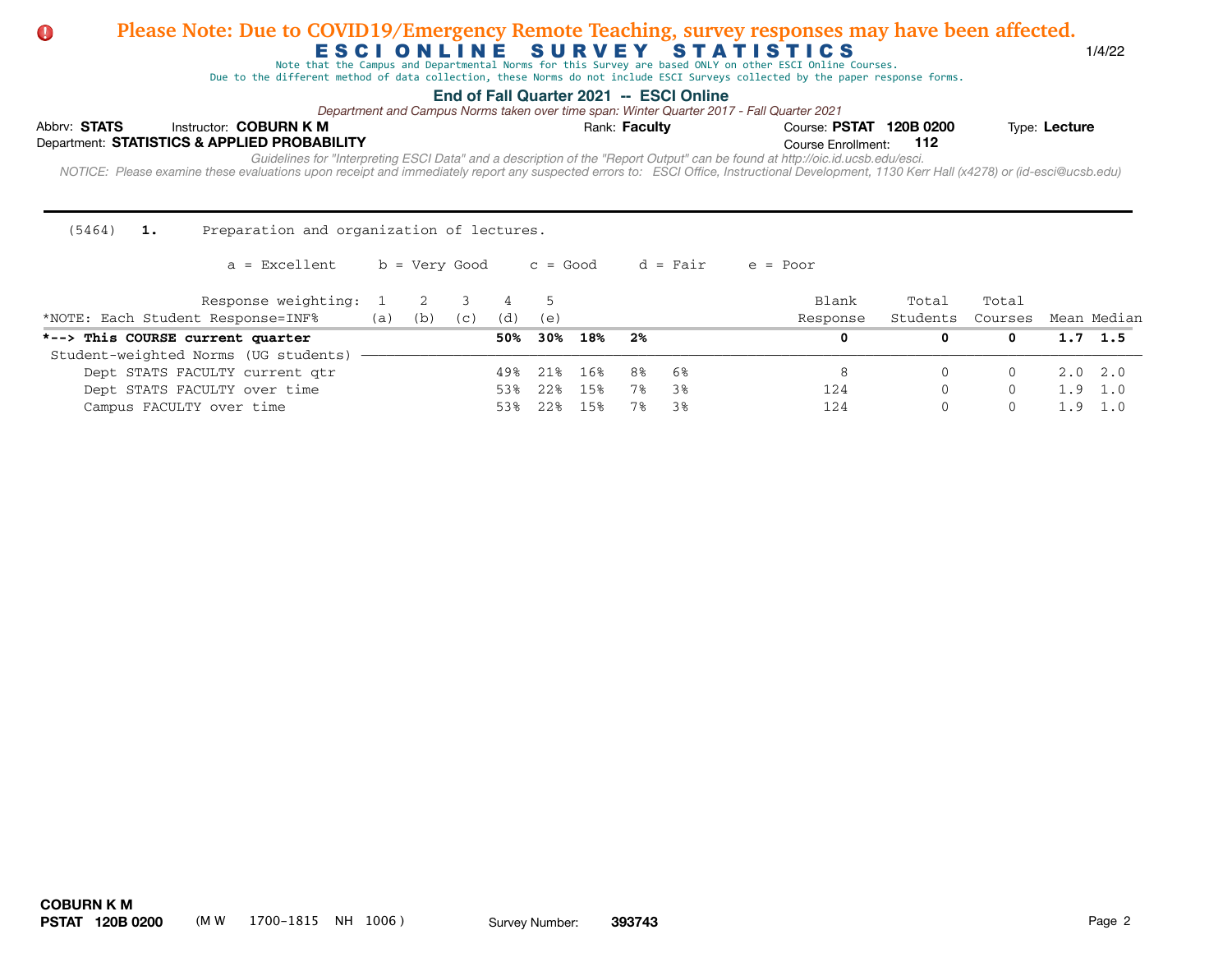**Please Note: Due to COVID19/Emergency Remote Teaching, survey responses may have been affected.**

# ESCI ONLINE SURVEY STATISTICS

1/4/22

Note that the Campus and Departmental Norms for this Survey are based ONLY on other ESCI Online Courses.
Due to the different method of data collection, these Norms do not include ESCI Surveys collected by the paper response forms.

**End of Fall Quarter 2021 -- ESCI Online**

*Department and Campus Norms taken over time span: Winter Quarter 2017 - Fall Quarter 2021*

Abbrv: **STATS** Instructor: **COBURN K M** Rank: **Faculty** Course: **PSTAT 120B 0200** Type: **Lecture**

Department: **STATISTICS & APPLIED PROBABILITY** Course Enrollment: **112**

*Guidelines for "Interpreting ESCI Data" and a description of the "Report Output" can be found at http://oic.id.ucsb.edu/esci.*

*NOTICE: Please examine these evaluations upon receipt and immediately report any suspected errors to: ESCI Office, Instructional Development, 1130 Kerr Hall (x4278) or (id-esci@ucsb.edu)*

---

(5464) **1.** Preparation and organization of lectures.

a = Excellent b = Very Good c = Good d = Fair e = Poor

| Response weighting: *NOTE: Each Student Response=INF% | 1 (a) | 2 (b) | 3 (c) | 4 (d) | 5 (e) | Blank Response | Total Students | Total Courses | Mean | Median |
|---|---|---|---|---|---|---|---|---|---|---|
| ***--> This COURSE current quarter** | **50%** | **30%** | **18%** | **2%** | | **0** | **0** | **0** | **1.7** | **1.5** |
| Student-weighted Norms (UG students) | | | | | | | | | | |
| Dept STATS FACULTY current qtr | 49% | 21% | 16% | 8% | 6% | 8 | 0 | 0 | 2.0 | 2.0 |
| Dept STATS FACULTY over time | 53% | 22% | 15% | 7% | 3% | 124 | 0 | 0 | 1.9 | 1.0 |
| Campus FACULTY over time | 53% | 22% | 15% | 7% | 3% | 124 | 0 | 0 | 1.9 | 1.0 |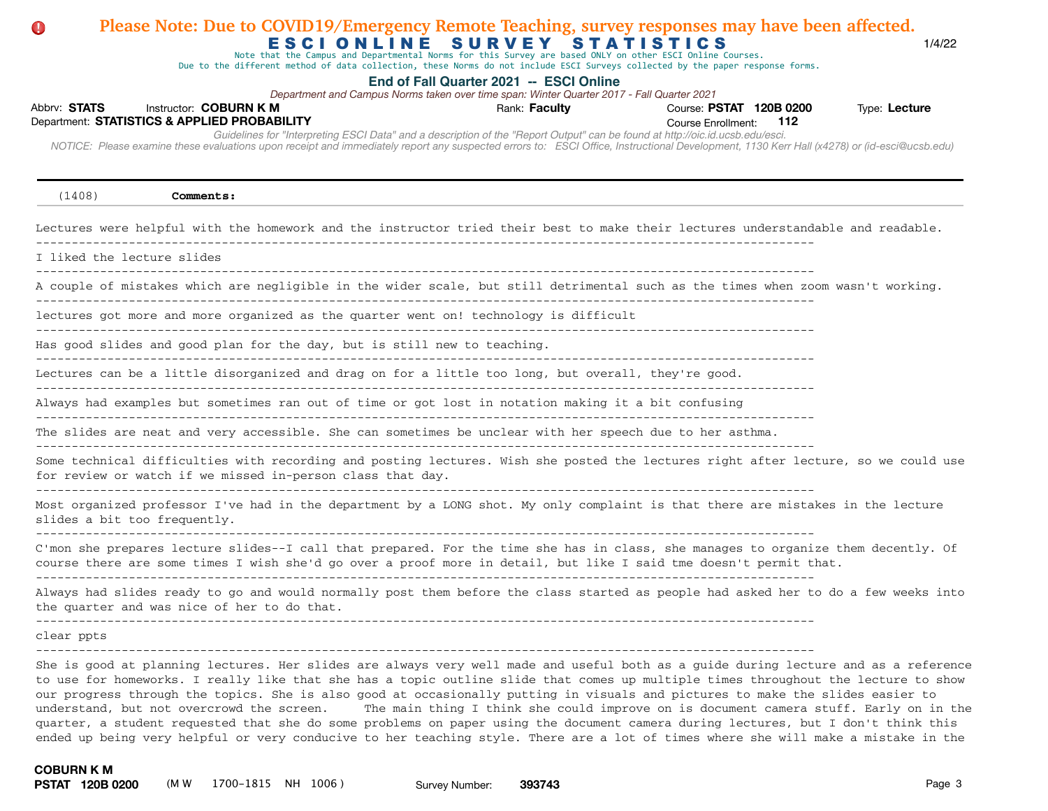**Please Note: Due to COVID19/Emergency Remote Teaching, survey responses may have been affected.**

# ESCI ONLINE SURVEY STATISTICS

1/4/22

Note that the Campus and Departmental Norms for this Survey are based ONLY on other ESCI Online Courses.
Due to the different method of data collection, these Norms do not include ESCI Surveys collected by the paper response forms.

**End of Fall Quarter 2021 -- ESCI Online**

*Department and Campus Norms taken over time span: Winter Quarter 2017 - Fall Quarter 2021*

Abbrv: **STATS** Instructor: **COBURN K M** Rank: **Faculty** Course: **PSTAT 120B 0200** Type: **Lecture**
Department: **STATISTICS & APPLIED PROBABILITY** Course Enrollment: **112**

*Guidelines for "Interpreting ESCI Data" and a description of the "Report Output" can be found at http://oic.id.ucsb.edu/esci.*
*NOTICE: Please examine these evaluations upon receipt and immediately report any suspected errors to: ESCI Office, Instructional Development, 1130 Kerr Hall (x4278) or (id-esci@ucsb.edu)*

---

(1408) **Comments:**

Lectures were helpful with the homework and the instructor tried their best to make their lectures understandable and readable.

---

I liked the lecture slides

---

A couple of mistakes which are negligible in the wider scale, but still detrimental such as the times when zoom wasn't working.

---

lectures got more and more organized as the quarter went on! technology is difficult

---

Has good slides and good plan for the day, but is still new to teaching.

---

Lectures can be a little disorganized and drag on for a little too long, but overall, they're good.

---

Always had examples but sometimes ran out of time or got lost in notation making it a bit confusing

---

The slides are neat and very accessible. She can sometimes be unclear with her speech due to her asthma.

---

Some technical difficulties with recording and posting lectures. Wish she posted the lectures right after lecture, so we could use for review or watch if we missed in-person class that day.

---

Most organized professor I've had in the department by a LONG shot. My only complaint is that there are mistakes in the lecture slides a bit too frequently.

---

C'mon she prepares lecture slides--I call that prepared. For the time she has in class, she manages to organize them decently. Of course there are some times I wish she'd go over a proof more in detail, but like I said tme doesn't permit that.

---

Always had slides ready to go and would normally post them before the class started as people had asked her to do a few weeks into the quarter and was nice of her to do that.

---

clear ppts

---

She is good at planning lectures. Her slides are always very well made and useful both as a guide during lecture and as a reference to use for homeworks. I really like that she has a topic outline slide that comes up multiple times throughout the lecture to show our progress through the topics. She is also good at occasionally putting in visuals and pictures to make the slides easier to understand, but not overcrowd the screen. The main thing I think she could improve on is document camera stuff. Early on in the quarter, a student requested that she do some problems on paper using the document camera during lectures, but I don't think this ended up being very helpful or very conducive to her teaching style. There are a lot of times where she will make a mistake in the

**COBURN K M**
**PSTAT 120B 0200** (M W 1700-1815 NH 1006) Survey Number: **393743**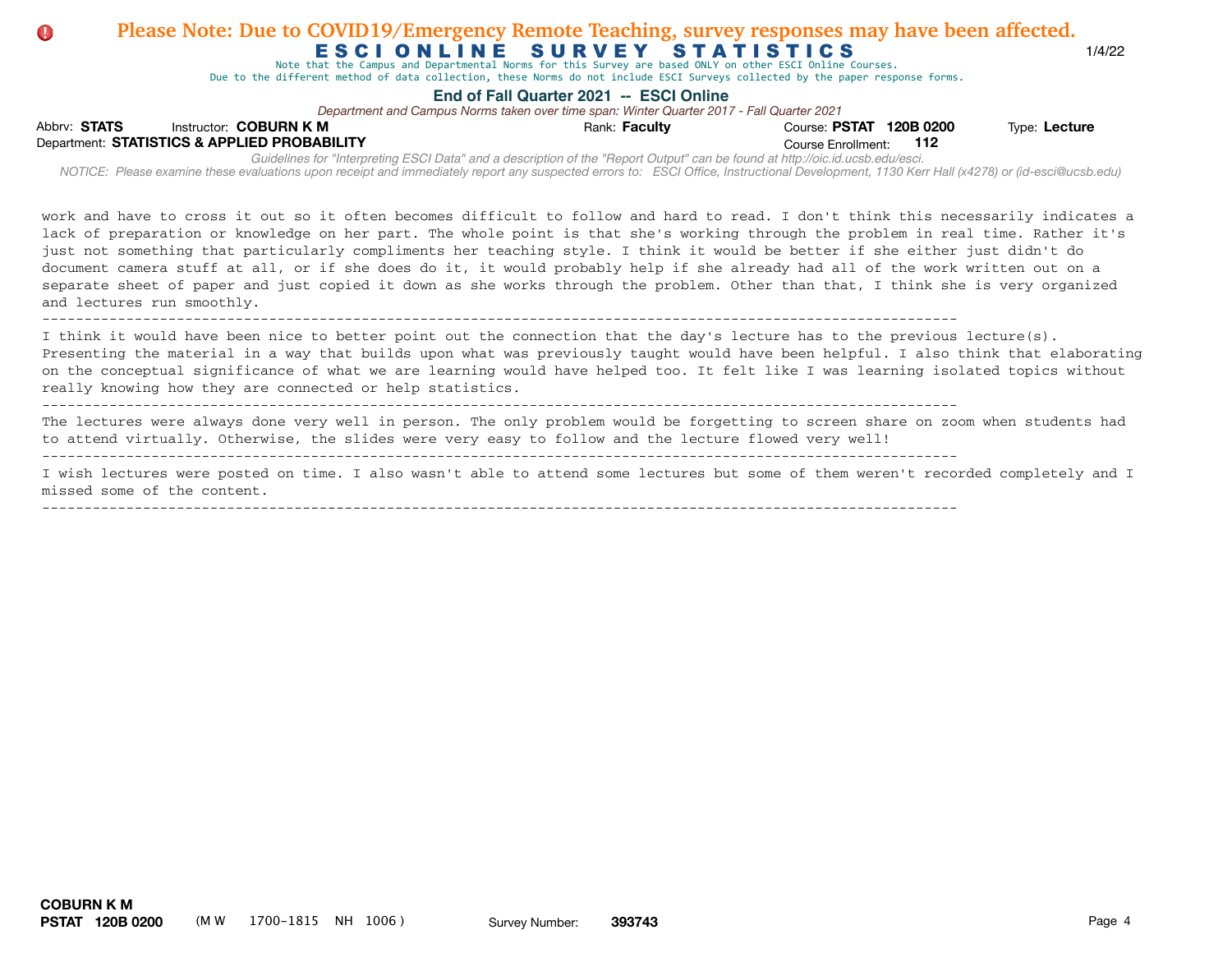work and have to cross it out so it often becomes difficult to follow and hard to read. I don't think this necessarily indicates a lack of preparation or knowledge on her part. The whole point is that she's working through the problem in real time. Rather it's just not something that particularly compliments her teaching style. I think it would be better if she either just didn't do document camera stuff at all, or if she does do it, it would probably help if she already had all of the work written out on a separate sheet of paper and just copied it down as she works through the problem. Other than that, I think she is very organized and lectures run smoothly.

---

I think it would have been nice to better point out the connection that the day's lecture has to the previous lecture(s). Presenting the material in a way that builds upon what was previously taught would have been helpful. I also think that elaborating on the conceptual significance of what we are learning would have helped too. It felt like I was learning isolated topics without really knowing how they are connected or help statistics.

---

The lectures were always done very well in person. The only problem would be forgetting to screen share on zoom when students had to attend virtually. Otherwise, the slides were very easy to follow and the lecture flowed very well!

---

I wish lectures were posted on time. I also wasn't able to attend some lectures but some of them weren't recorded completely and I missed some of the content.

---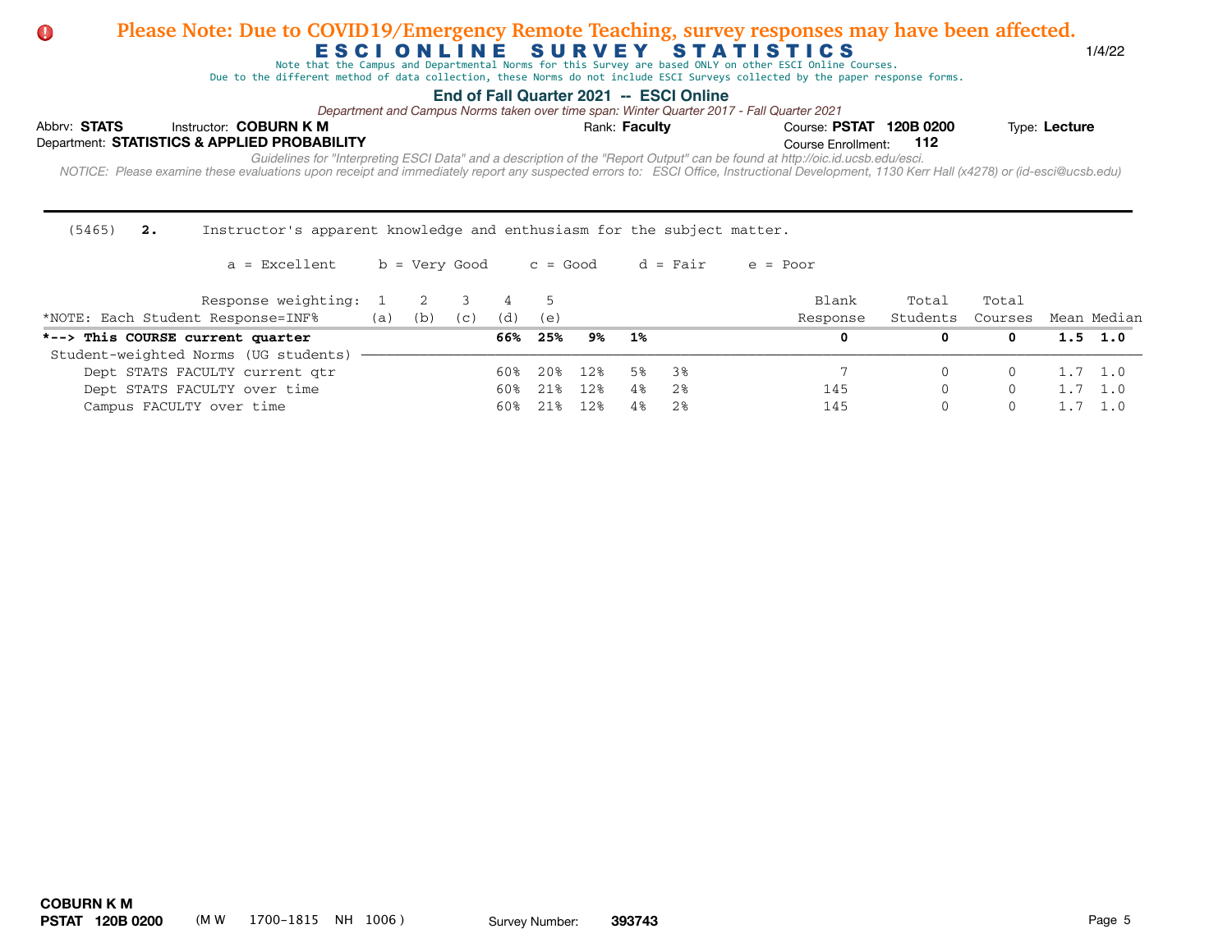**Please Note: Due to COVID19/Emergency Remote Teaching, survey responses may have been affected.**

# ESCI ONLINE SURVEY STATISTICS

1/4/22

Note that the Campus and Departmental Norms for this Survey are based ONLY on other ESCI Online Courses.
Due to the different method of data collection, these Norms do not include ESCI Surveys collected by the paper response forms.

**End of Fall Quarter 2021 -- ESCI Online**

*Department and Campus Norms taken over time span: Winter Quarter 2017 - Fall Quarter 2021*

Abbrv: **STATS** Instructor: **COBURN K M** Rank: **Faculty** Course: **PSTAT 120B 0200** Type: **Lecture**

Department: **STATISTICS & APPLIED PROBABILITY** Course Enrollment: **112**

*Guidelines for "Interpreting ESCI Data" and a description of the "Report Output" can be found at http://oic.id.ucsb.edu/esci.*

*NOTICE: Please examine these evaluations upon receipt and immediately report any suspected errors to: ESCI Office, Instructional Development, 1130 Kerr Hall (x4278) or (id-esci@ucsb.edu)*

---

(5465) **2.** Instructor's apparent knowledge and enthusiasm for the subject matter.

a = Excellent b = Very Good c = Good d = Fair e = Poor

| Response weighting: | 1 | 2 | 3 | 4 | 5 | | | Blank | Total | Total | | |
|---|---|---|---|---|---|---|---|---|---|---|---|---|
| *NOTE: Each Student Response=INF% | (a) | (b) | (c) | (d) | (e) | | | Response | Students | Courses | Mean | Median |
| ***--> This COURSE current quarter** | | | | **66%** | **25%** | **9%** | **1%** | **0** | **0** | **0** | **1.5** | **1.0** |
| Student-weighted Norms (UG students) | | | | | | | | | | | | |
| Dept STATS FACULTY current qtr | | | | 60% | 20% | 12% | 5% | 3% 7 | 0 | 0 | 1.7 | 1.0 |
| Dept STATS FACULTY over time | | | | 60% | 21% | 12% | 4% | 2% 145 | 0 | 0 | 1.7 | 1.0 |
| Campus FACULTY over time | | | | 60% | 21% | 12% | 4% | 2% 145 | 0 | 0 | 1.7 | 1.0 |

**COBURN K M**
**PSTAT 120B 0200** (M W 1700-1815 NH 1006) Survey Number: **393743**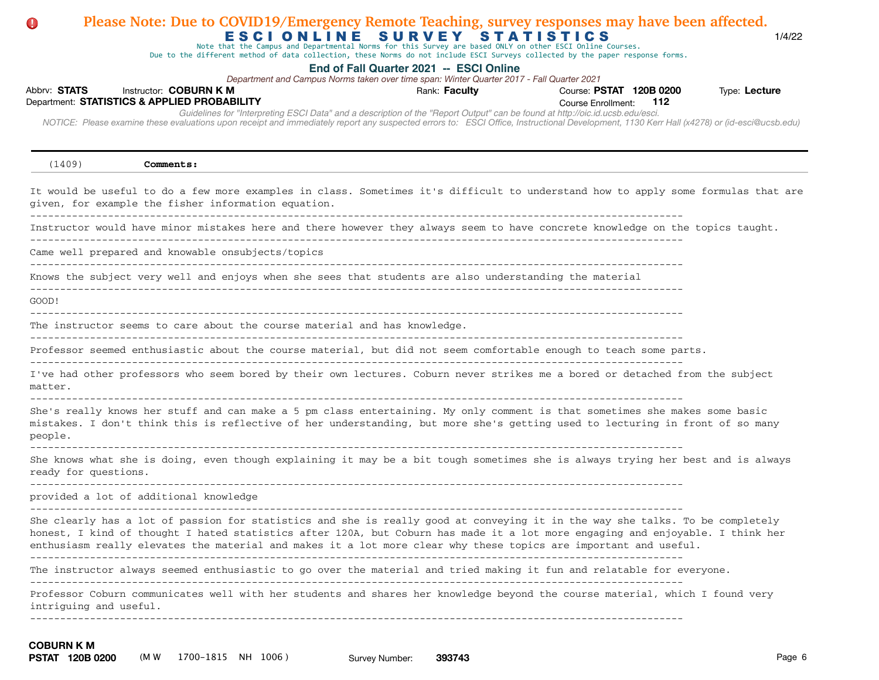Please Note: Due to COVID19/Emergency Remote Teaching, survey responses may have been affected.

# ESCI ONLINE SURVEY STATISTICS

1/4/22

Note that the Campus and Departmental Norms for this Survey are based ONLY on other ESCI Online Courses.
Due to the different method of data collection, these Norms do not include ESCI Surveys collected by the paper response forms.

**End of Fall Quarter 2021 -- ESCI Online**

*Department and Campus Norms taken over time span: Winter Quarter 2017 - Fall Quarter 2021*

Abbrv: **STATS** Instructor: **COBURN K M** Rank: **Faculty** Course: **PSTAT 120B 0200** Type: **Lecture**

Department: **STATISTICS & APPLIED PROBABILITY** Course Enrollment: **112**

*Guidelines for "Interpreting ESCI Data" and a description of the "Report Output" can be found at http://oic.id.ucsb.edu/esci.*

*NOTICE: Please examine these evaluations upon receipt and immediately report any suspected errors to: ESCI Office, Instructional Development, 1130 Kerr Hall (x4278) or (id-esci@ucsb.edu)*

(1409) **Comments:**

It would be useful to do a few more examples in class. Sometimes it's difficult to understand how to apply some formulas that are given, for example the fisher information equation.

---

Instructor would have minor mistakes here and there however they always seem to have concrete knowledge on the topics taught.

---

Came well prepared and knowable onsubjects/topics

---

Knows the subject very well and enjoys when she sees that students are also understanding the material

---

GOOD!

---

The instructor seems to care about the course material and has knowledge.

---

Professor seemed enthusiastic about the course material, but did not seem comfortable enough to teach some parts.

---

I've had other professors who seem bored by their own lectures. Coburn never strikes me a bored or detached from the subject matter.

---

She's really knows her stuff and can make a 5 pm class entertaining. My only comment is that sometimes she makes some basic mistakes. I don't think this is reflective of her understanding, but more she's getting used to lecturing in front of so many people.

---

She knows what she is doing, even though explaining it may be a bit tough sometimes she is always trying her best and is always ready for questions.

---

provided a lot of additional knowledge

---

She clearly has a lot of passion for statistics and she is really good at conveying it in the way she talks. To be completely honest, I kind of thought I hated statistics after 120A, but Coburn has made it a lot more engaging and enjoyable. I think her enthusiasm really elevates the material and makes it a lot more clear why these topics are important and useful.

---

The instructor always seemed enthusiastic to go over the material and tried making it fun and relatable for everyone.

---

Professor Coburn communicates well with her students and shares her knowledge beyond the course material, which I found very intriguing and useful.

---

**COBURN K M**
**PSTAT 120B 0200** (M W 1700-1815 NH 1006) Survey Number: **393743**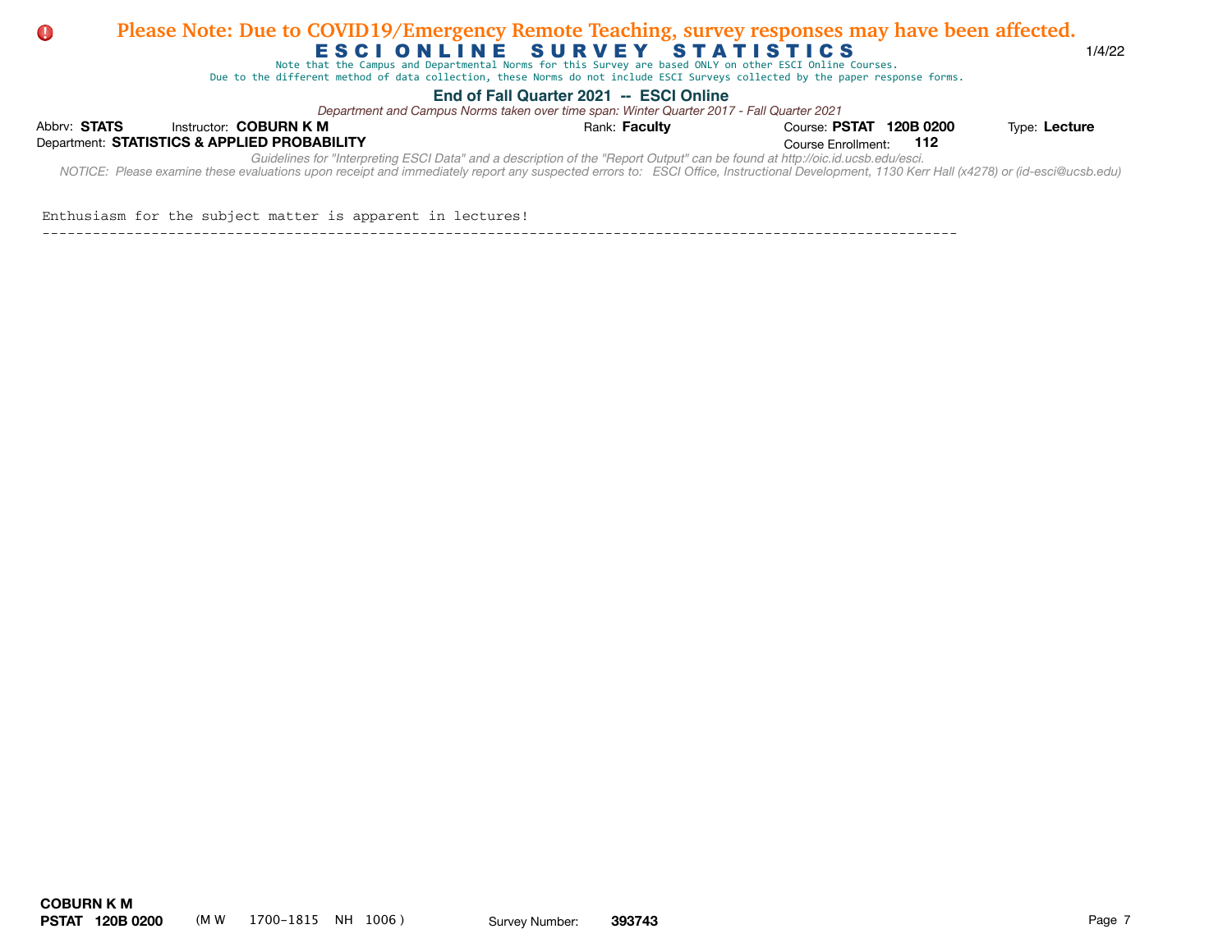Enthusiasm for the subject matter is apparent in lectures!

---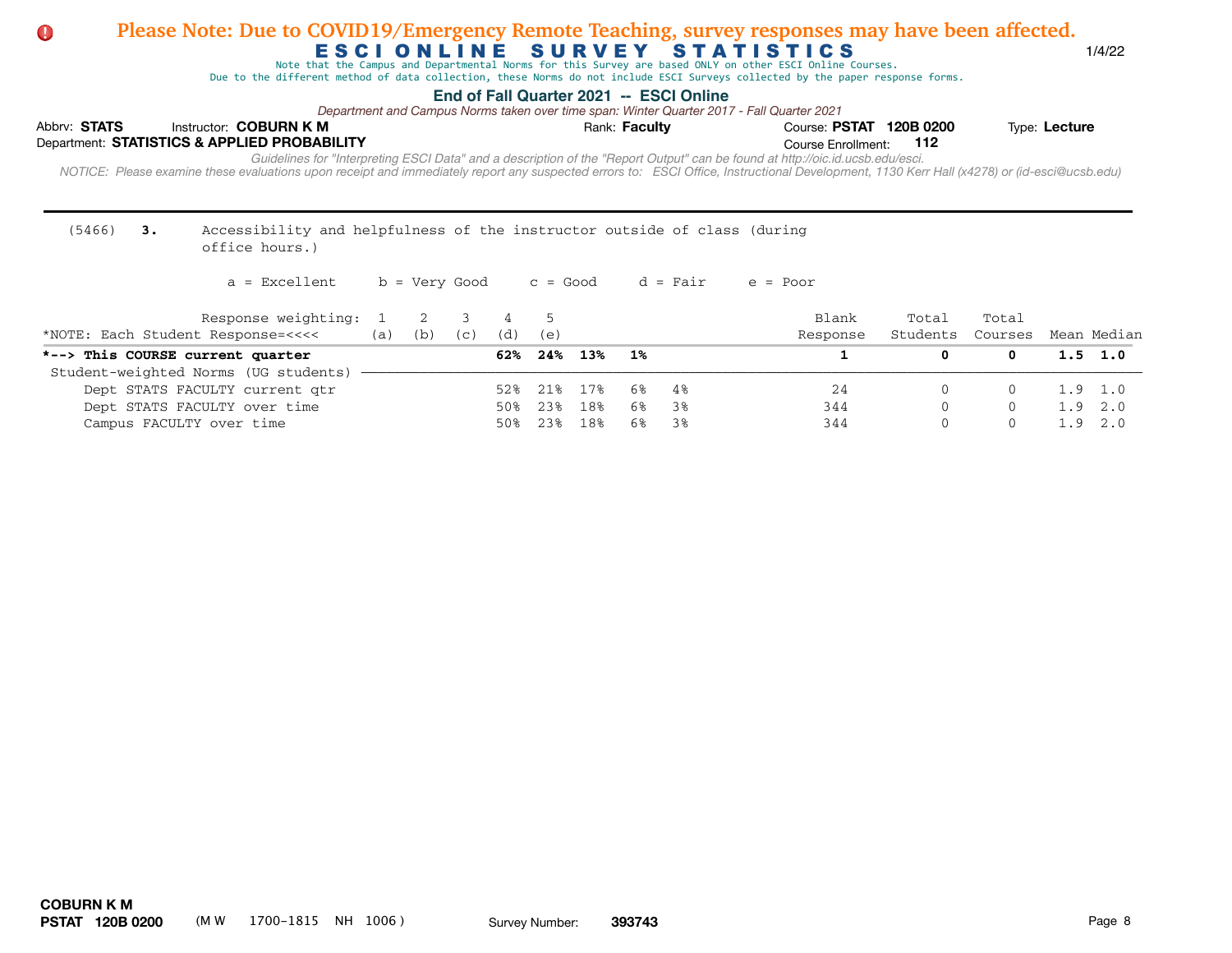**Please Note: Due to COVID19/Emergency Remote Teaching, survey responses may have been affected.**

# ESCI ONLINE SURVEY STATISTICS

1/4/22

Note that the Campus and Departmental Norms for this Survey are based ONLY on other ESCI Online Courses.
Due to the different method of data collection, these Norms do not include ESCI Surveys collected by the paper response forms.

**End of Fall Quarter 2021 -- ESCI Online**

*Department and Campus Norms taken over time span: Winter Quarter 2017 - Fall Quarter 2021*

Abbrv: **STATS** Instructor: **COBURN K M** Rank: **Faculty** Course: **PSTAT 120B 0200** Type: **Lecture**

Department: **STATISTICS & APPLIED PROBABILITY** Course Enrollment: **112**

*Guidelines for "Interpreting ESCI Data" and a description of the "Report Output" can be found at http://oic.id.ucsb.edu/esci.*

*NOTICE: Please examine these evaluations upon receipt and immediately report any suspected errors to: ESCI Office, Instructional Development, 1130 Kerr Hall (x4278) or (id-esci@ucsb.edu)*

---

(5466) **3.** Accessibility and helpfulness of the instructor outside of class (during office hours.)

a = Excellent b = Very Good c = Good d = Fair e = Poor

| Response weighting: *NOTE: Each Student Response=<<<< | 1 (a) | 2 (b) | 3 (c) | 4 (d) | 5 (e) | Blank Response | Total Students | Total Courses | Mean | Median |
|---|---|---|---|---|---|---|---|---|---|---|
| ***--> This COURSE current quarter** | **62%** | **24%** | **13%** | **1%** | | **1** | **0** | **0** | **1.5** | **1.0** |
| Student-weighted Norms (UG students) | | | | | | | | | | |
| Dept STATS FACULTY current qtr | 52% | 21% | 17% | 6% | 4% | 24 | 0 | 0 | 1.9 | 1.0 |
| Dept STATS FACULTY over time | 50% | 23% | 18% | 6% | 3% | 344 | 0 | 0 | 1.9 | 2.0 |
| Campus FACULTY over time | 50% | 23% | 18% | 6% | 3% | 344 | 0 | 0 | 1.9 | 2.0 |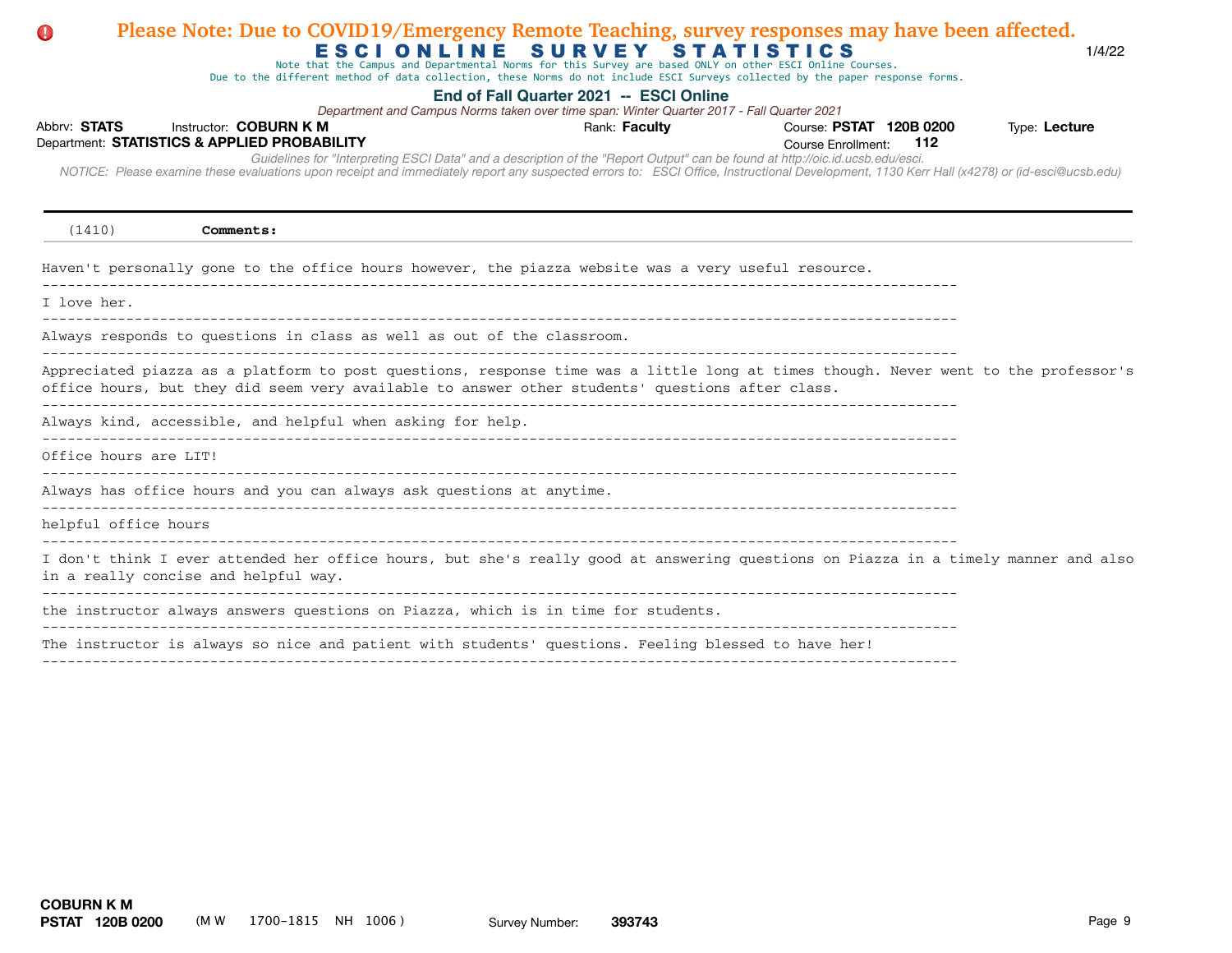**Please Note: Due to COVID19/Emergency Remote Teaching, survey responses may have been affected.**

# ESCI ONLINE SURVEY STATISTICS

1/4/22

Note that the Campus and Departmental Norms for this Survey are based ONLY on other ESCI Online Courses.
Due to the different method of data collection, these Norms do not include ESCI Surveys collected by the paper response forms.

**End of Fall Quarter 2021 -- ESCI Online**

*Department and Campus Norms taken over time span: Winter Quarter 2017 - Fall Quarter 2021*

Abbrv: **STATS** Instructor: **COBURN K M** Rank: **Faculty** Course: **PSTAT 120B 0200** Type: **Lecture**
Department: **STATISTICS & APPLIED PROBABILITY** Course Enrollment: **112**

*Guidelines for "Interpreting ESCI Data" and a description of the "Report Output" can be found at http://oic.id.ucsb.edu/esci.*
*NOTICE: Please examine these evaluations upon receipt and immediately report any suspected errors to: ESCI Office, Instructional Development, 1130 Kerr Hall (x4278) or (id-esci@ucsb.edu)*

---

(1410) **Comments:**

Haven't personally gone to the office hours however, the piazza website was a very useful resource.

---

I love her.

---

Always responds to questions in class as well as out of the classroom.

---

Appreciated piazza as a platform to post questions, response time was a little long at times though. Never went to the professor's office hours, but they did seem very available to answer other students' questions after class.

---

Always kind, accessible, and helpful when asking for help.

---

Office hours are LIT!

---

Always has office hours and you can always ask questions at anytime.

---

helpful office hours

---

I don't think I ever attended her office hours, but she's really good at answering questions on Piazza in a timely manner and also in a really concise and helpful way.

---

the instructor always answers questions on Piazza, which is in time for students.

---

The instructor is always so nice and patient with students' questions. Feeling blessed to have her!

---

**COBURN K M**
**PSTAT 120B 0200** (M W 1700-1815 NH 1006) Survey Number: **393743**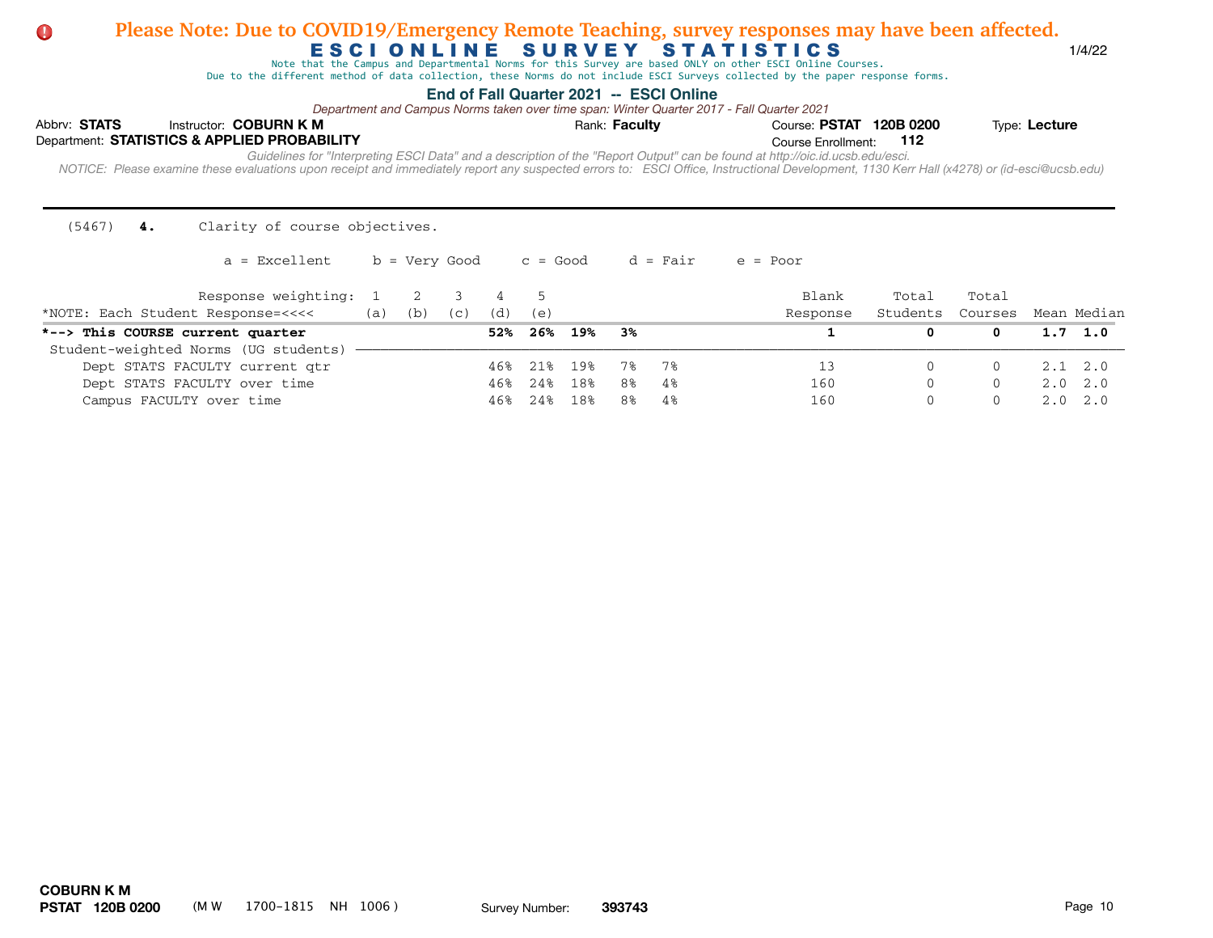**Please Note: Due to COVID19/Emergency Remote Teaching, survey responses may have been affected.**

# ESCI ONLINE SURVEY STATISTICS

1/4/22

Note that the Campus and Departmental Norms for this Survey are based ONLY on other ESCI Online Courses.
Due to the different method of data collection, these Norms do not include ESCI Surveys collected by the paper response forms.

## End of Fall Quarter 2021 -- ESCI Online

*Department and Campus Norms taken over time span: Winter Quarter 2017 - Fall Quarter 2021*

Abbrv: **STATS** Instructor: **COBURN K M** Rank: **Faculty** Course: **PSTAT 120B 0200** Type: **Lecture**

Department: **STATISTICS & APPLIED PROBABILITY** Course Enrollment: **112**

*Guidelines for "Interpreting ESCI Data" and a description of the "Report Output" can be found at http://oic.id.ucsb.edu/esci.*

*NOTICE: Please examine these evaluations upon receipt and immediately report any suspected errors to: ESCI Office, Instructional Development, 1130 Kerr Hall (x4278) or (id-esci@ucsb.edu)*

---

(5467) **4.** Clarity of course objectives.

a = Excellent b = Very Good c = Good d = Fair e = Poor

| Response weighting: | 1 | 2 | 3 | 4 | 5 | | | | Blank | Total | Total | | |
|---|---|---|---|---|---|---|---|---|---|---|---|---|---|
| *NOTE: Each Student Response=<<<< | (a) | (b) | (c) | (d) | (e) | | | | Response | Students | Courses | Mean | Median |
| ***--> This COURSE current quarter** | | | | **52%** | **26%** | **19%** | **3%** | | **1** | **0** | **0** | **1.7** | **1.0** |
| Student-weighted Norms (UG students) | | | | | | | | | | | | | |
| Dept STATS FACULTY current qtr | | | | 46% | 21% | 19% | 7% | 7% | 13 | 0 | 0 | 2.1 | 2.0 |
| Dept STATS FACULTY over time | | | | 46% | 24% | 18% | 8% | 4% | 160 | 0 | 0 | 2.0 | 2.0 |
| Campus FACULTY over time | | | | 46% | 24% | 18% | 8% | 4% | 160 | 0 | 0 | 2.0 | 2.0 |

**COBURN K M**
**PSTAT 120B 0200** (M W 1700-1815 NH 1006) Survey Number: **393743**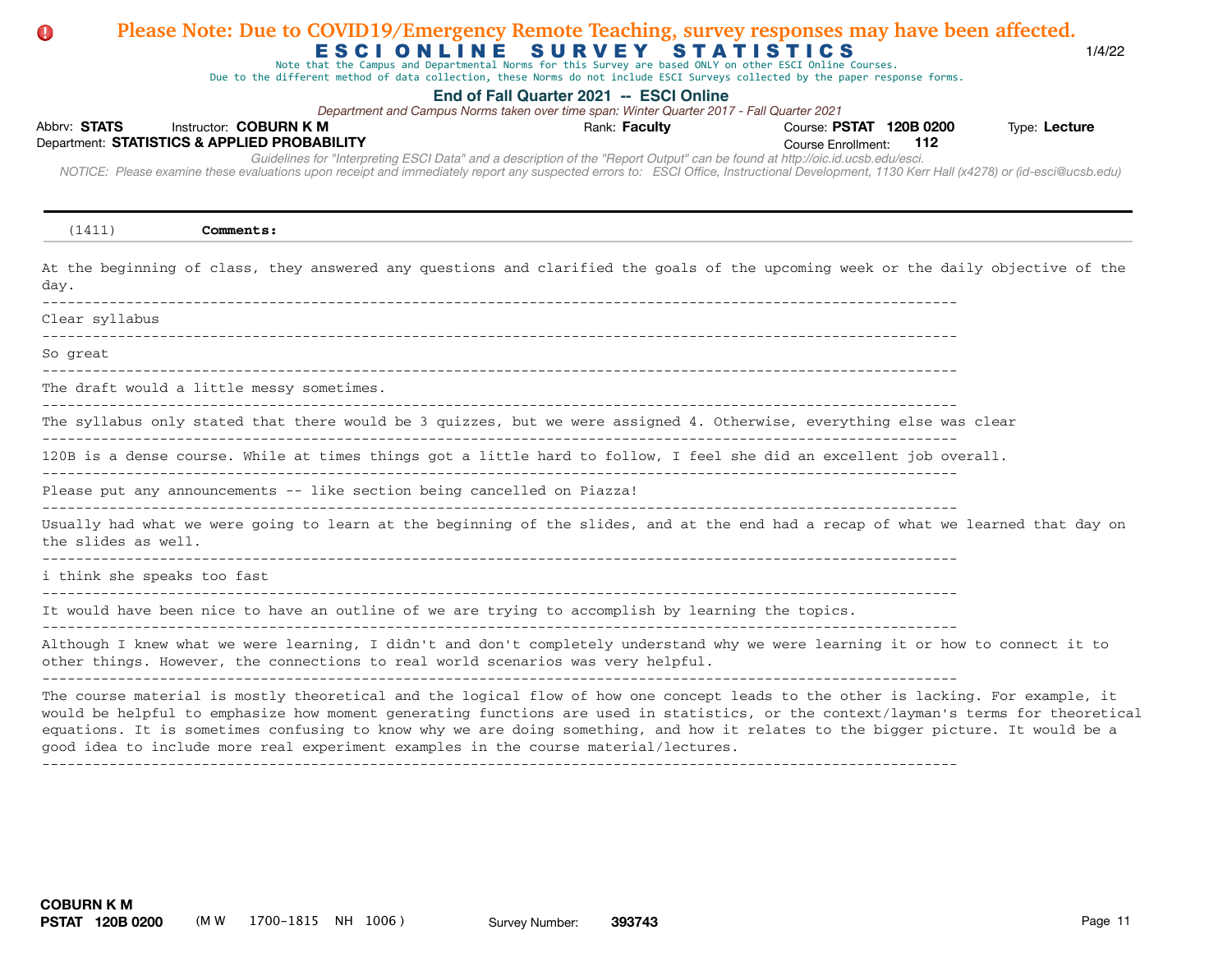**Please Note: Due to COVID19/Emergency Remote Teaching, survey responses may have been affected.**

# ESCI ONLINE SURVEY STATISTICS

1/4/22

Note that the Campus and Departmental Norms for this Survey are based ONLY on other ESCI Online Courses.
Due to the different method of data collection, these Norms do not include ESCI Surveys collected by the paper response forms.

## End of Fall Quarter 2021 -- ESCI Online

*Department and Campus Norms taken over time span: Winter Quarter 2017 - Fall Quarter 2021*

Abbrv: **STATS** Instructor: **COBURN K M** Rank: **Faculty** Course: **PSTAT 120B 0200** Type: **Lecture**
Department: **STATISTICS & APPLIED PROBABILITY** Course Enrollment: **112**

*Guidelines for "Interpreting ESCI Data" and a description of the "Report Output" can be found at http://oic.id.ucsb.edu/esci.*
*NOTICE: Please examine these evaluations upon receipt and immediately report any suspected errors to: ESCI Office, Instructional Development, 1130 Kerr Hall (x4278) or (id-esci@ucsb.edu)*

---

(1411) **Comments:**

At the beginning of class, they answered any questions and clarified the goals of the upcoming week or the daily objective of the day.

---

Clear syllabus

---

So great

---

The draft would a little messy sometimes.

---

The syllabus only stated that there would be 3 quizzes, but we were assigned 4. Otherwise, everything else was clear

---

120B is a dense course. While at times things got a little hard to follow, I feel she did an excellent job overall.

---

Please put any announcements -- like section being cancelled on Piazza!

---

Usually had what we were going to learn at the beginning of the slides, and at the end had a recap of what we learned that day on the slides as well.

---

i think she speaks too fast

---

It would have been nice to have an outline of we are trying to accomplish by learning the topics.

---

Although I knew what we were learning, I didn't and don't completely understand why we were learning it or how to connect it to other things. However, the connections to real world scenarios was very helpful.

---

The course material is mostly theoretical and the logical flow of how one concept leads to the other is lacking. For example, it would be helpful to emphasize how moment generating functions are used in statistics, or the context/layman's terms for theoretical equations. It is sometimes confusing to know why we are doing something, and how it relates to the bigger picture. It would be a good idea to include more real experiment examples in the course material/lectures.

---

**COBURN K M**
**PSTAT 120B 0200** (M W 1700-1815 NH 1006) Survey Number: **393743**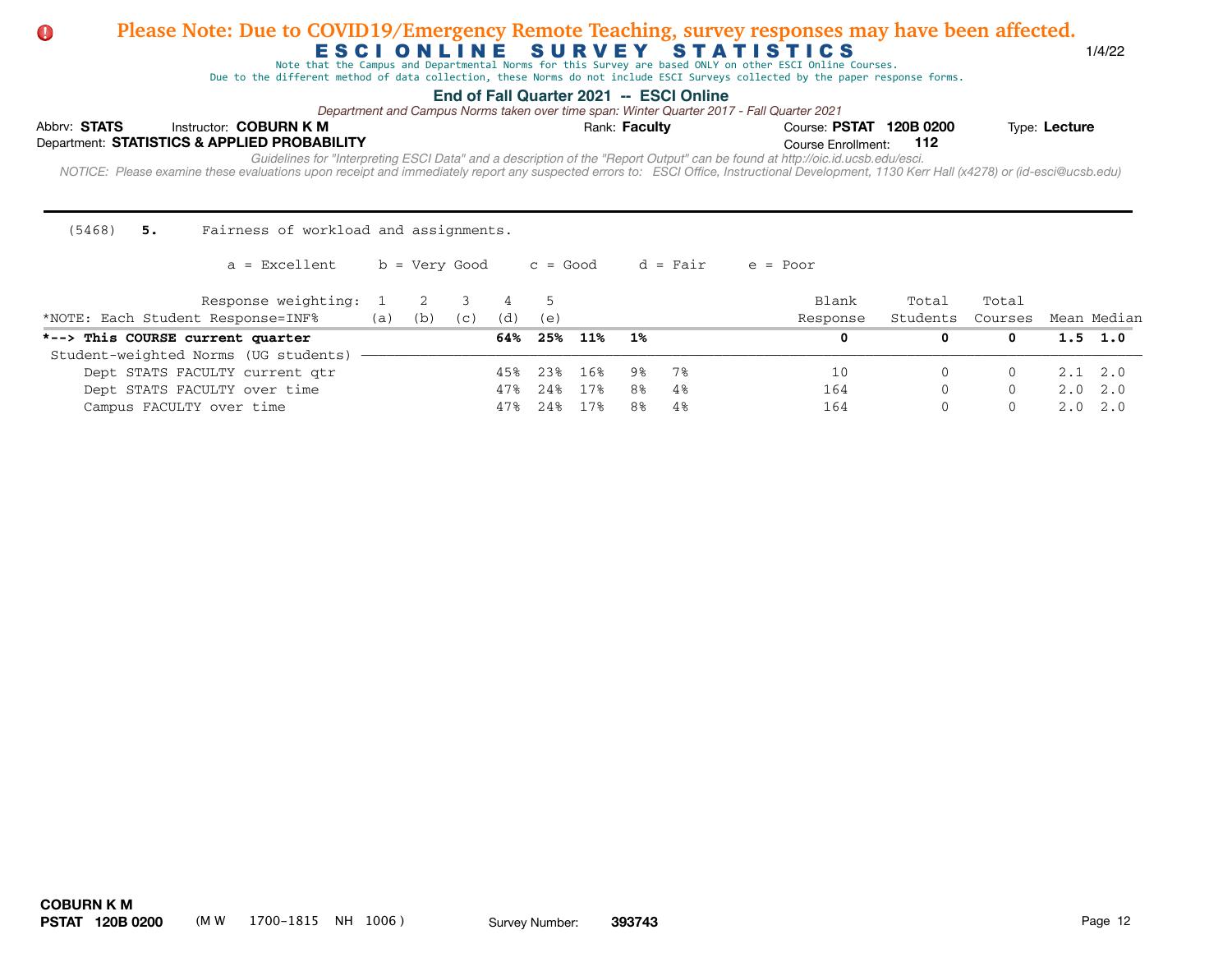**Please Note: Due to COVID19/Emergency Remote Teaching, survey responses may have been affected.**

# ESCI ONLINE SURVEY STATISTICS

1/4/22

Note that the Campus and Departmental Norms for this Survey are based ONLY on other ESCI Online Courses.
Due to the different method of data collection, these Norms do not include ESCI Surveys collected by the paper response forms.

## End of Fall Quarter 2021 -- ESCI Online

*Department and Campus Norms taken over time span: Winter Quarter 2017 - Fall Quarter 2021*

Abbrv: **STATS** Instructor: **COBURN K M** Rank: **Faculty** Course: **PSTAT 120B 0200** Type: **Lecture**
Department: **STATISTICS & APPLIED PROBABILITY** Course Enrollment: **112**

*Guidelines for "Interpreting ESCI Data" and a description of the "Report Output" can be found at http://oic.id.ucsb.edu/esci.*
*NOTICE: Please examine these evaluations upon receipt and immediately report any suspected errors to: ESCI Office, Instructional Development, 1130 Kerr Hall (x4278) or (id-esci@ucsb.edu)*

---

(5468) **5.** Fairness of workload and assignments.

a = Excellent b = Very Good c = Good d = Fair e = Poor

| Response weighting: *NOTE: Each Student Response=INF% | 1 (a) | 2 (b) | 3 (c) | 4 (d) | 5 (e) | Blank Response | Total Students | Total Courses | Mean | Median |
|---|---|---|---|---|---|---|---|---|---|---|
| ***--> This COURSE current quarter** | **64%** | **25%** | **11%** | **1%** | | **0** | **0** | **0** | **1.5** | **1.0** |
| Student-weighted Norms (UG students) | | | | | | | | | | |
| Dept STATS FACULTY current qtr | 45% | 23% | 16% | 9% | 7% | 10 | 0 | 0 | 2.1 | 2.0 |
| Dept STATS FACULTY over time | 47% | 24% | 17% | 8% | 4% | 164 | 0 | 0 | 2.0 | 2.0 |
| Campus FACULTY over time | 47% | 24% | 17% | 8% | 4% | 164 | 0 | 0 | 2.0 | 2.0 |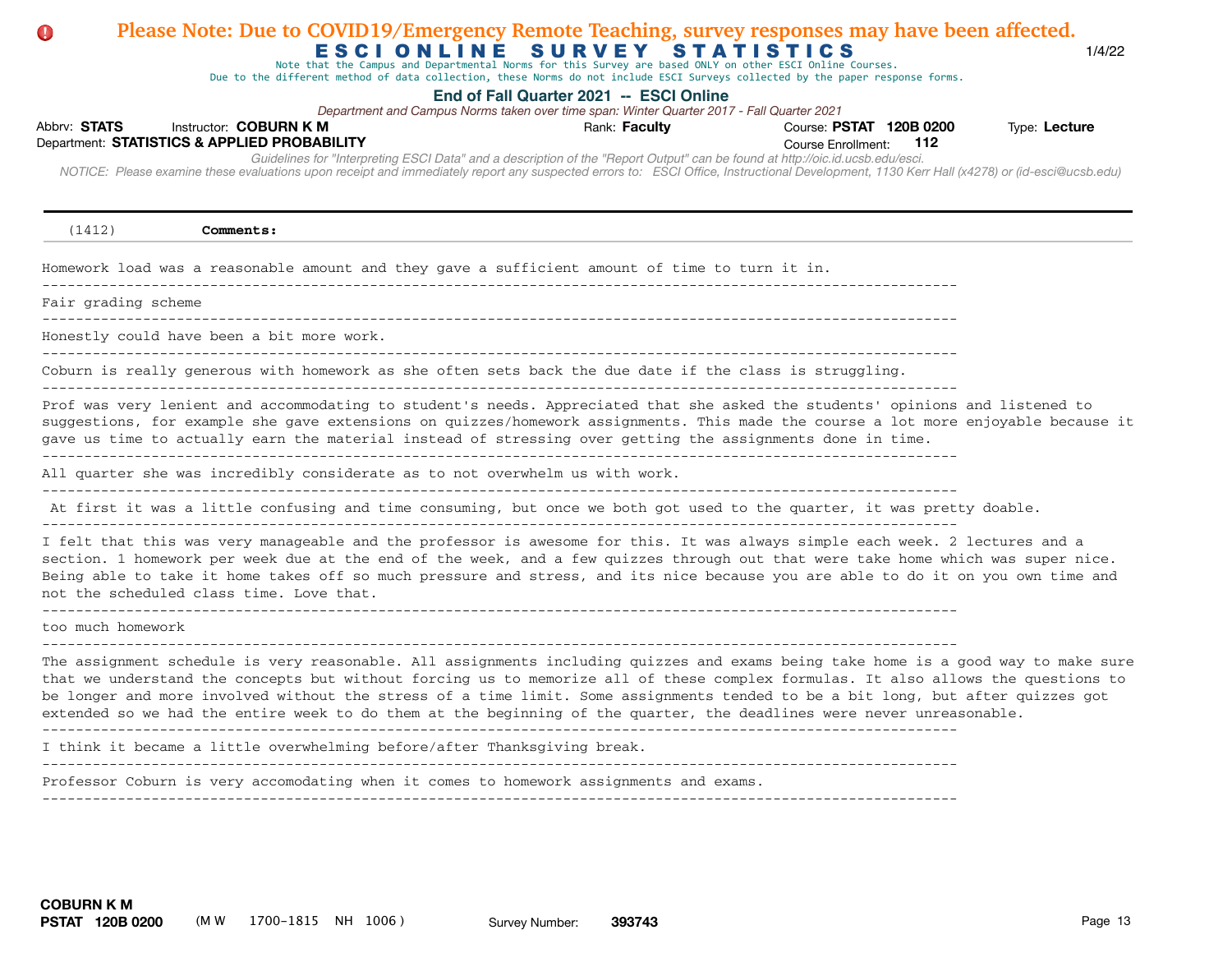**Please Note: Due to COVID19/Emergency Remote Teaching, survey responses may have been affected.**

# ESCI ONLINE SURVEY STATISTICS

Note that the Campus and Departmental Norms for this Survey are based ONLY on other ESCI Online Courses.
Due to the different method of data collection, these Norms do not include ESCI Surveys collected by the paper response forms.

**End of Fall Quarter 2021 -- ESCI Online**

*Department and Campus Norms taken over time span: Winter Quarter 2017 - Fall Quarter 2021*

Abbrv: **STATS** Instructor: **COBURN K M** Rank: **Faculty** Course: **PSTAT 120B 0200** Type: **Lecture**
Department: **STATISTICS & APPLIED PROBABILITY** Course Enrollment: **112**

*Guidelines for "Interpreting ESCI Data" and a description of the "Report Output" can be found at http://oic.id.ucsb.edu/esci.*
*NOTICE: Please examine these evaluations upon receipt and immediately report any suspected errors to: ESCI Office, Instructional Development, 1130 Kerr Hall (x4278) or (id-esci@ucsb.edu)*

---

(1412) **Comments:**

Homework load was a reasonable amount and they gave a sufficient amount of time to turn it in.

---

Fair grading scheme

---

Honestly could have been a bit more work.

---

Coburn is really generous with homework as she often sets back the due date if the class is struggling.

---

Prof was very lenient and accommodating to student's needs. Appreciated that she asked the students' opinions and listened to suggestions, for example she gave extensions on quizzes/homework assignments. This made the course a lot more enjoyable because it gave us time to actually earn the material instead of stressing over getting the assignments done in time.

---

All quarter she was incredibly considerate as to not overwhelm us with work.

---

At first it was a little confusing and time consuming, but once we both got used to the quarter, it was pretty doable.

---

I felt that this was very manageable and the professor is awesome for this. It was always simple each week. 2 lectures and a section. 1 homework per week due at the end of the week, and a few quizzes through out that were take home which was super nice. Being able to take it home takes off so much pressure and stress, and its nice because you are able to do it on you own time and not the scheduled class time. Love that.

---

too much homework

---

The assignment schedule is very reasonable. All assignments including quizzes and exams being take home is a good way to make sure that we understand the concepts but without forcing us to memorize all of these complex formulas. It also allows the questions to be longer and more involved without the stress of a time limit. Some assignments tended to be a bit long, but after quizzes got extended so we had the entire week to do them at the beginning of the quarter, the deadlines were never unreasonable.

---

I think it became a little overwhelming before/after Thanksgiving break.

---

Professor Coburn is very accomodating when it comes to homework assignments and exams.

---

**COBURN K M**
**PSTAT 120B 0200** (M W 1700-1815 NH 1006) Survey Number: **393743**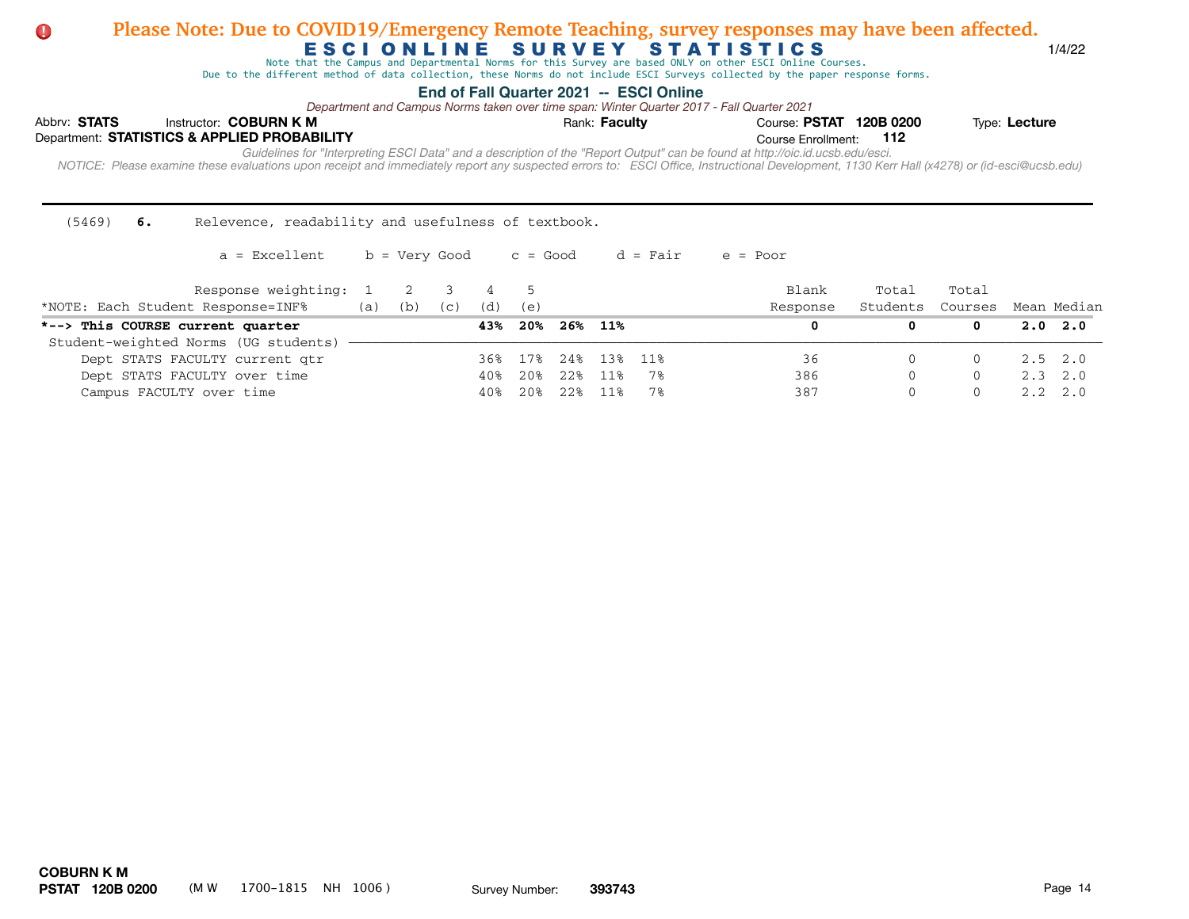**Please Note: Due to COVID19/Emergency Remote Teaching, survey responses may have been affected.**

# ESCI ONLINE SURVEY STATISTICS

Note that the Campus and Departmental Norms for this Survey are based ONLY on other ESCI Online Courses.
Due to the different method of data collection, these Norms do not include ESCI Surveys collected by the paper response forms.

1/4/22

**End of Fall Quarter 2021 -- ESCI Online**

*Department and Campus Norms taken over time span: Winter Quarter 2017 - Fall Quarter 2021*

Abbrv: **STATS** Instructor: **COBURN K M** Rank: **Faculty** Course: **PSTAT 120B 0200** Type: **Lecture**

Department: **STATISTICS & APPLIED PROBABILITY** Course Enrollment: **112**

*Guidelines for "Interpreting ESCI Data" and a description of the "Report Output" can be found at http://oic.id.ucsb.edu/esci.*

*NOTICE: Please examine these evaluations upon receipt and immediately report any suspected errors to: ESCI Office, Instructional Development, 1130 Kerr Hall (x4278) or (id-esci@ucsb.edu)*

---

(5469) **6.** Relevence, readability and usefulness of textbook.

a = Excellent b = Very Good c = Good d = Fair e = Poor

| Response weighting: | 1 (a) | 2 (b) | 3 (c) | 4 (d) | 5 (e) | Blank Response | Total Students | Total Courses | Mean | Median |
|---|---|---|---|---|---|---|---|---|---|---|
| *NOTE: Each Student Response=INF% | | | | | | | | | | |
| **\*--> This COURSE current quarter** | **43%** | **20%** | **26%** | **11%** | | **0** | **0** | **0** | **2.0** | **2.0** |
| Student-weighted Norms (UG students) | | | | | | | | | | |
| Dept STATS FACULTY current qtr | 36% | 17% | 24% | 13% | 11% | 36 | 0 | 0 | 2.5 | 2.0 |
| Dept STATS FACULTY over time | 40% | 20% | 22% | 11% | 7% | 386 | 0 | 0 | 2.3 | 2.0 |
| Campus FACULTY over time | 40% | 20% | 22% | 11% | 7% | 387 | 0 | 0 | 2.2 | 2.0 |

**COBURN K M**
**PSTAT 120B 0200** (M W 1700-1815 NH 1006 ) Survey Number: **393743**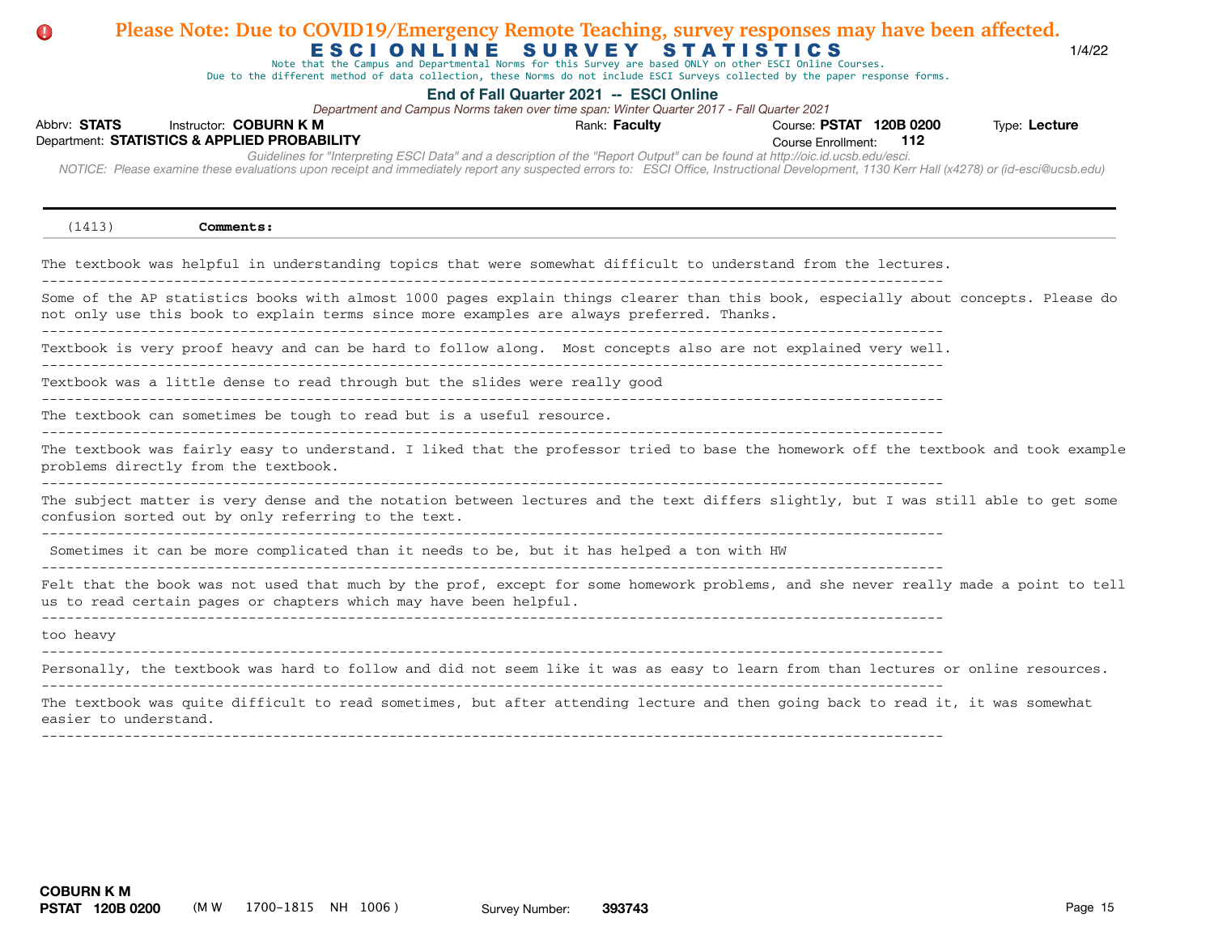Please Note: Due to COVID19/Emergency Remote Teaching, survey responses may have been affected.

# ESCI ONLINE SURVEY STATISTICS

Note that the Campus and Departmental Norms for this Survey are based ONLY on other ESCI Online Courses.
Due to the different method of data collection, these Norms do not include ESCI Surveys collected by the paper response forms.

1/4/22

## End of Fall Quarter 2021 -- ESCI Online

*Department and Campus Norms taken over time span: Winter Quarter 2017 - Fall Quarter 2021*

Abbrv: **STATS** Instructor: **COBURN K M** Rank: **Faculty** Course: **PSTAT 120B 0200** Type: **Lecture**
Department: **STATISTICS & APPLIED PROBABILITY** Course Enrollment: **112**

*Guidelines for "Interpreting ESCI Data" and a description of the "Report Output" can be found at http://oic.id.ucsb.edu/esci.*
*NOTICE: Please examine these evaluations upon receipt and immediately report any suspected errors to: ESCI Office, Instructional Development, 1130 Kerr Hall (x4278) or (id-esci@ucsb.edu)*

(1413) **Comments:**

The textbook was helpful in understanding topics that were somewhat difficult to understand from the lectures.

---

Some of the AP statistics books with almost 1000 pages explain things clearer than this book, especially about concepts. Please do not only use this book to explain terms since more examples are always preferred. Thanks.

---

Textbook is very proof heavy and can be hard to follow along. Most concepts also are not explained very well.

---

Textbook was a little dense to read through but the slides were really good

---

The textbook can sometimes be tough to read but is a useful resource.

---

The textbook was fairly easy to understand. I liked that the professor tried to base the homework off the textbook and took example problems directly from the textbook.

---

The subject matter is very dense and the notation between lectures and the text differs slightly, but I was still able to get some confusion sorted out by only referring to the text.

---

Sometimes it can be more complicated than it needs to be, but it has helped a ton with HW

---

Felt that the book was not used that much by the prof, except for some homework problems, and she never really made a point to tell us to read certain pages or chapters which may have been helpful.

---

too heavy

---

Personally, the textbook was hard to follow and did not seem like it was as easy to learn from than lectures or online resources.

---

The textbook was quite difficult to read sometimes, but after attending lecture and then going back to read it, it was somewhat easier to understand.

---

**COBURN K M**
**PSTAT 120B 0200** (M W 1700-1815 NH 1006) Survey Number: **393743**